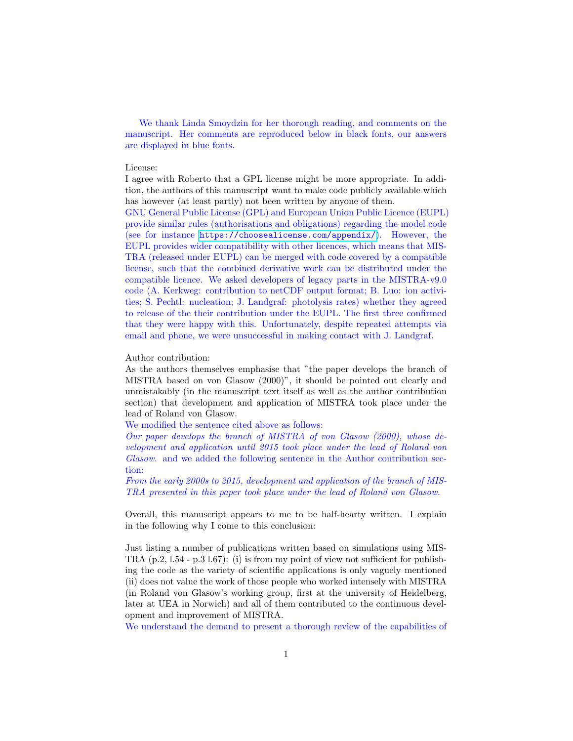We thank Linda Smoydzin for her thorough reading, and comments on the manuscript. Her comments are reproduced below in black fonts, our answers are displayed in blue fonts.

License:
I agree with Roberto that a GPL license might be more appropriate. In addition, the authors of this manuscript want to make code publicly available which has however (at least partly) not been written by anyone of them.
GNU General Public License (GPL) and European Union Public Licence (EUPL) provide similar rules (authorisations and obligations) regarding the model code (see for instance https://choosealicense.com/appendix/). However, the EUPL provides wider compatibility with other licences, which means that MISTRA (released under EUPL) can be merged with code covered by a compatible license, such that the combined derivative work can be distributed under the compatible licence. We asked developers of legacy parts in the MISTRA-v9.0 code (A. Kerkweg: contribution to netCDF output format; B. Luo: ion activities; S. Pechtl: nucleation; J. Landgraf: photolysis rates) whether they agreed to release of the their contribution under the EUPL. The first three confirmed that they were happy with this. Unfortunately, despite repeated attempts via email and phone, we were unsuccessful in making contact with J. Landgraf.

Author contribution:
As the authors themselves emphasise that "the paper develops the branch of MISTRA based on von Glasow (2000)", it should be pointed out clearly and unmistakably (in the manuscript text itself as well as the author contribution section) that development and application of MISTRA took place under the lead of Roland von Glasow.
We modified the sentence cited above as follows:
*Our paper develops the branch of MISTRA of von Glasow (2000), whose development and application until 2015 took place under the lead of Roland von Glasow.* and we added the following sentence in the Author contribution section:
*From the early 2000s to 2015, development and application of the branch of MISTRA presented in this paper took place under the lead of Roland von Glasow.*

Overall, this manuscript appears to me to be half-hearty written. I explain in the following why I come to this conclusion:

Just listing a number of publications written based on simulations using MISTRA (p.2, l.54 - p.3 l.67): (i) is from my point of view not sufficient for publishing the code as the variety of scientific applications is only vaguely mentioned (ii) does not value the work of those people who worked intensely with MISTRA (in Roland von Glasow's working group, first at the university of Heidelberg, later at UEA in Norwich) and all of them contributed to the continuous development and improvement of MISTRA.
We understand the demand to present a thorough review of the capabilities of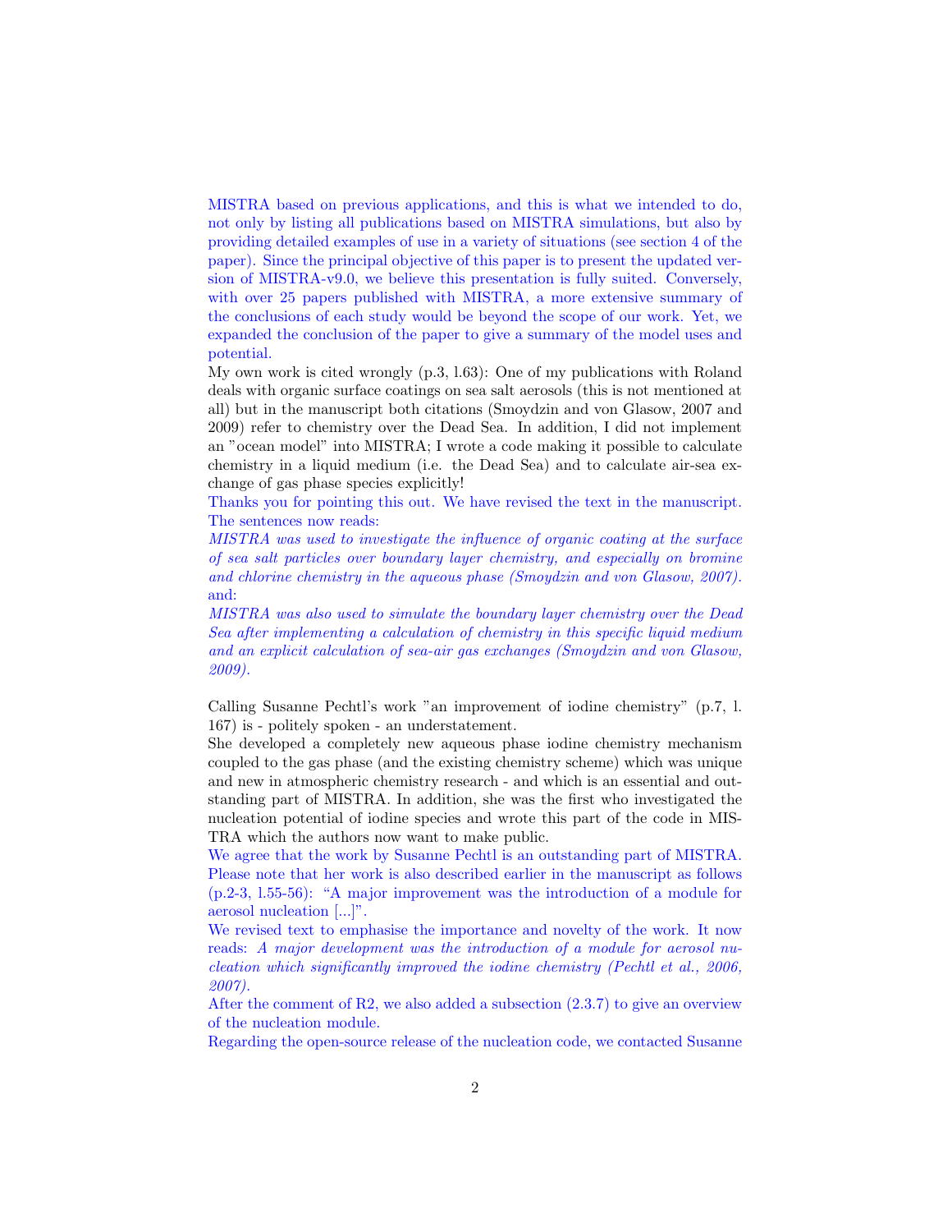MISTRA based on previous applications, and this is what we intended to do, not only by listing all publications based on MISTRA simulations, but also by providing detailed examples of use in a variety of situations (see section 4 of the paper). Since the principal objective of this paper is to present the updated version of MISTRA-v9.0, we believe this presentation is fully suited. Conversely, with over 25 papers published with MISTRA, a more extensive summary of the conclusions of each study would be beyond the scope of our work. Yet, we expanded the conclusion of the paper to give a summary of the model uses and potential.

My own work is cited wrongly (p.3, l.63): One of my publications with Roland deals with organic surface coatings on sea salt aerosols (this is not mentioned at all) but in the manuscript both citations (Smoydzin and von Glasow, 2007 and 2009) refer to chemistry over the Dead Sea. In addition, I did not implement an "ocean model" into MISTRA; I wrote a code making it possible to calculate chemistry in a liquid medium (i.e. the Dead Sea) and to calculate air-sea exchange of gas phase species explicitly!

Thanks you for pointing this out. We have revised the text in the manuscript. The sentences now reads:

*MISTRA was used to investigate the influence of organic coating at the surface of sea salt particles over boundary layer chemistry, and especially on bromine and chlorine chemistry in the aqueous phase (Smoydzin and von Glasow, 2007).*

and:

*MISTRA was also used to simulate the boundary layer chemistry over the Dead Sea after implementing a calculation of chemistry in this specific liquid medium and an explicit calculation of sea-air gas exchanges (Smoydzin and von Glasow, 2009).*

Calling Susanne Pechtl's work "an improvement of iodine chemistry" (p.7, l. 167) is - politely spoken - an understatement.

She developed a completely new aqueous phase iodine chemistry mechanism coupled to the gas phase (and the existing chemistry scheme) which was unique and new in atmospheric chemistry research - and which is an essential and outstanding part of MISTRA. In addition, she was the first who investigated the nucleation potential of iodine species and wrote this part of the code in MISTRA which the authors now want to make public.

We agree that the work by Susanne Pechtl is an outstanding part of MISTRA. Please note that her work is also described earlier in the manuscript as follows (p.2-3, l.55-56): "A major improvement was the introduction of a module for aerosol nucleation [...]".

We revised text to emphasise the importance and novelty of the work. It now reads: *A major development was the introduction of a module for aerosol nucleation which significantly improved the iodine chemistry (Pechtl et al., 2006, 2007).*

After the comment of R2, we also added a subsection (2.3.7) to give an overview of the nucleation module.

Regarding the open-source release of the nucleation code, we contacted Susanne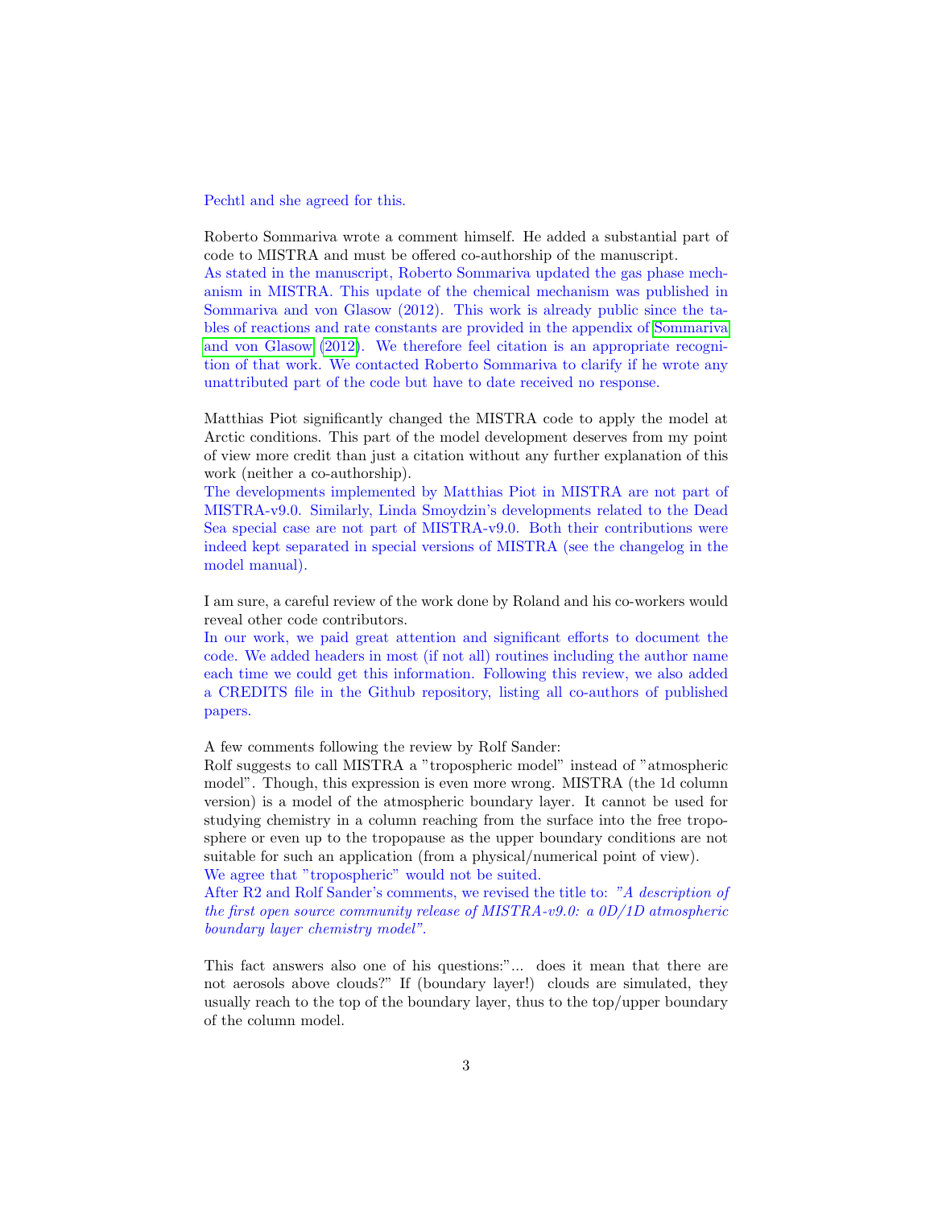Pechtl and she agreed for this.

Roberto Sommariva wrote a comment himself. He added a substantial part of code to MISTRA and must be offered co-authorship of the manuscript.
As stated in the manuscript, Roberto Sommariva updated the gas phase mechanism in MISTRA. This update of the chemical mechanism was published in Sommariva and von Glasow (2012). This work is already public since the tables of reactions and rate constants are provided in the appendix of Sommariva and von Glasow (2012). We therefore feel citation is an appropriate recognition of that work. We contacted Roberto Sommariva to clarify if he wrote any unattributed part of the code but have to date received no response.

Matthias Piot significantly changed the MISTRA code to apply the model at Arctic conditions. This part of the model development deserves from my point of view more credit than just a citation without any further explanation of this work (neither a co-authorship).
The developments implemented by Matthias Piot in MISTRA are not part of MISTRA-v9.0. Similarly, Linda Smoydzin's developments related to the Dead Sea special case are not part of MISTRA-v9.0. Both their contributions were indeed kept separated in special versions of MISTRA (see the changelog in the model manual).

I am sure, a careful review of the work done by Roland and his co-workers would reveal other code contributors.
In our work, we paid great attention and significant efforts to document the code. We added headers in most (if not all) routines including the author name each time we could get this information. Following this review, we also added a CREDITS file in the Github repository, listing all co-authors of published papers.

A few comments following the review by Rolf Sander:
Rolf suggests to call MISTRA a "tropospheric model" instead of "atmospheric model". Though, this expression is even more wrong. MISTRA (the 1d column version) is a model of the atmospheric boundary layer. It cannot be used for studying chemistry in a column reaching from the surface into the free troposphere or even up to the tropopause as the upper boundary conditions are not suitable for such an application (from a physical/numerical point of view).
We agree that "tropospheric" would not be suited.
After R2 and Rolf Sander's comments, we revised the title to: *"A description of the first open source community release of MISTRA-v9.0: a 0D/1D atmospheric boundary layer chemistry model"*.

This fact answers also one of his questions:"... does it mean that there are not aerosols above clouds?" If (boundary layer!) clouds are simulated, they usually reach to the top of the boundary layer, thus to the top/upper boundary of the column model.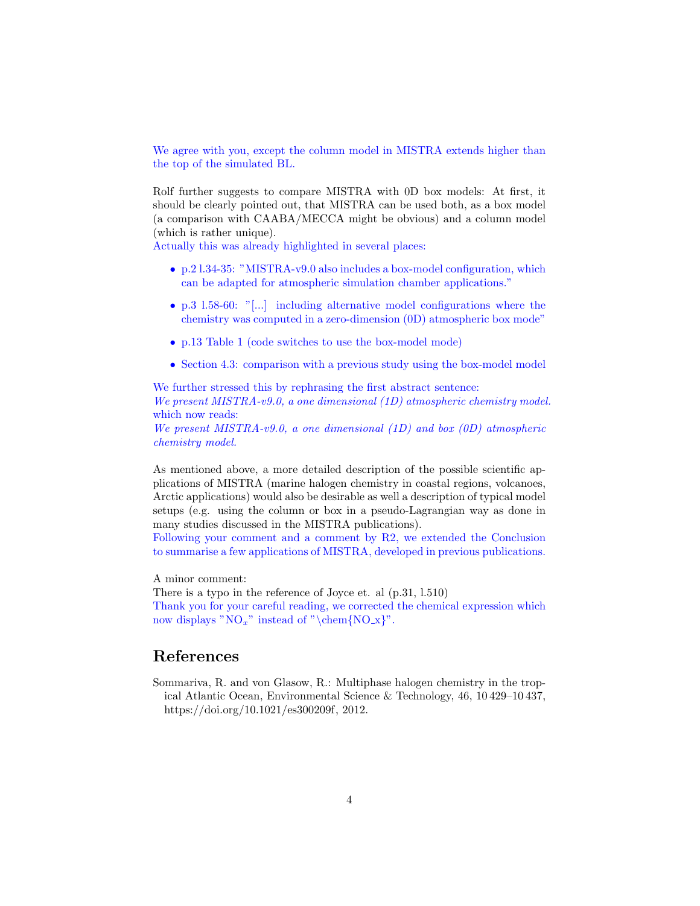We agree with you, except the column model in MISTRA extends higher than the top of the simulated BL.

Rolf further suggests to compare MISTRA with 0D box models: At first, it should be clearly pointed out, that MISTRA can be used both, as a box model (a comparison with CAABA/MECCA might be obvious) and a column model (which is rather unique).

Actually this was already highlighted in several places:

- p.2 l.34-35: "MISTRA-v9.0 also includes a box-model configuration, which can be adapted for atmospheric simulation chamber applications."
- p.3 l.58-60: "[...] including alternative model configurations where the chemistry was computed in a zero-dimension (0D) atmospheric box mode"
- p.13 Table 1 (code switches to use the box-model mode)
- Section 4.3: comparison with a previous study using the box-model model

We further stressed this by rephrasing the first abstract sentence:

*We present MISTRA-v9.0, a one dimensional (1D) atmospheric chemistry model.*

which now reads:

*We present MISTRA-v9.0, a one dimensional (1D) and box (0D) atmospheric chemistry model.*

As mentioned above, a more detailed description of the possible scientific applications of MISTRA (marine halogen chemistry in coastal regions, volcanoes, Arctic applications) would also be desirable as well a description of typical model setups (e.g. using the column or box in a pseudo-Lagrangian way as done in many studies discussed in the MISTRA publications).

Following your comment and a comment by R2, we extended the Conclusion to summarise a few applications of MISTRA, developed in previous publications.

A minor comment:

There is a typo in the reference of Joyce et. al (p.31, l.510)

Thank you for your careful reading, we corrected the chemical expression which now displays "$NO_x$" instead of "\chem{NO_x}".

## References

Sommariva, R. and von Glasow, R.: Multiphase halogen chemistry in the tropical Atlantic Ocean, Environmental Science & Technology, 46, 10 429–10 437, https://doi.org/10.1021/es300209f, 2012.